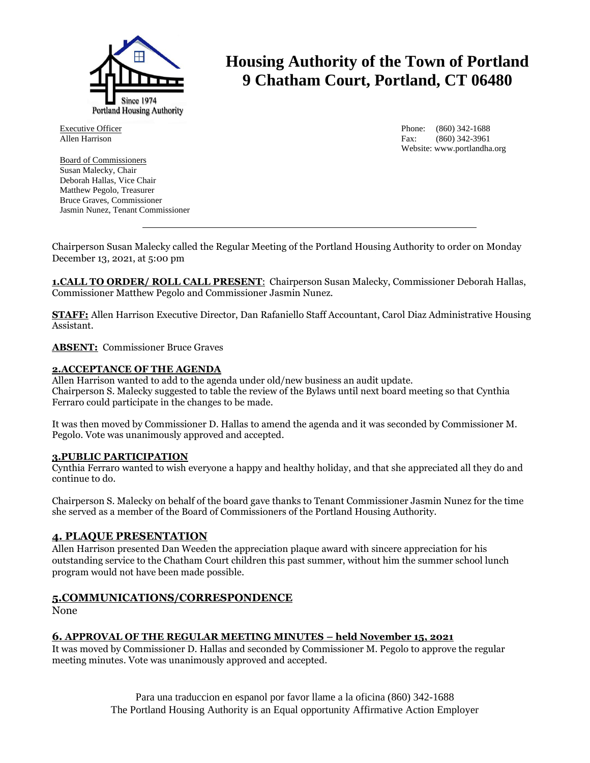# Housing Authority of the Town of Portland
# 9 Chatham Court, Portland, CT 06480

Executive Officer
Allen Harrison

Phone: (860) 342-1688
Fax: (860) 342-3961
Website: www.portlandha.org

Board of Commissioners
Susan Malecky, Chair
Deborah Hallas, Vice Chair
Matthew Pegolo, Treasurer
Bruce Graves, Commissioner
Jasmin Nunez, Tenant Commissioner

---

Chairperson Susan Malecky called the Regular Meeting of the Portland Housing Authority to order on Monday December 13, 2021, at 5:00 pm

**1.CALL TO ORDER/ ROLL CALL PRESENT**: Chairperson Susan Malecky, Commissioner Deborah Hallas, Commissioner Matthew Pegolo and Commissioner Jasmin Nunez.

**STAFF:** Allen Harrison Executive Director, Dan Rafaniello Staff Accountant, Carol Diaz Administrative Housing Assistant.

**ABSENT:** Commissioner Bruce Graves

**2.ACCEPTANCE OF THE AGENDA**

Allen Harrison wanted to add to the agenda under old/new business an audit update.
Chairperson S. Malecky suggested to table the review of the Bylaws until next board meeting so that Cynthia Ferraro could participate in the changes to be made.

It was then moved by Commissioner D. Hallas to amend the agenda and it was seconded by Commissioner M. Pegolo. Vote was unanimously approved and accepted.

**3.PUBLIC PARTICIPATION**

Cynthia Ferraro wanted to wish everyone a happy and healthy holiday, and that she appreciated all they do and continue to do.

Chairperson S. Malecky on behalf of the board gave thanks to Tenant Commissioner Jasmin Nunez for the time she served as a member of the Board of Commissioners of the Portland Housing Authority.

## 4. PLAQUE PRESENTATION

Allen Harrison presented Dan Weeden the appreciation plaque award with sincere appreciation for his outstanding service to the Chatham Court children this past summer, without him the summer school lunch program would not have been made possible.

## 5.COMMUNICATIONS/CORRESPONDENCE

None

### 6. APPROVAL OF THE REGULAR MEETING MINUTES – held November 15, 2021

It was moved by Commissioner D. Hallas and seconded by Commissioner M. Pegolo to approve the regular meeting minutes. Vote was unanimously approved and accepted.

Para una traduccion en espanol por favor llame a la oficina (860) 342-1688
The Portland Housing Authority is an Equal opportunity Affirmative Action Employer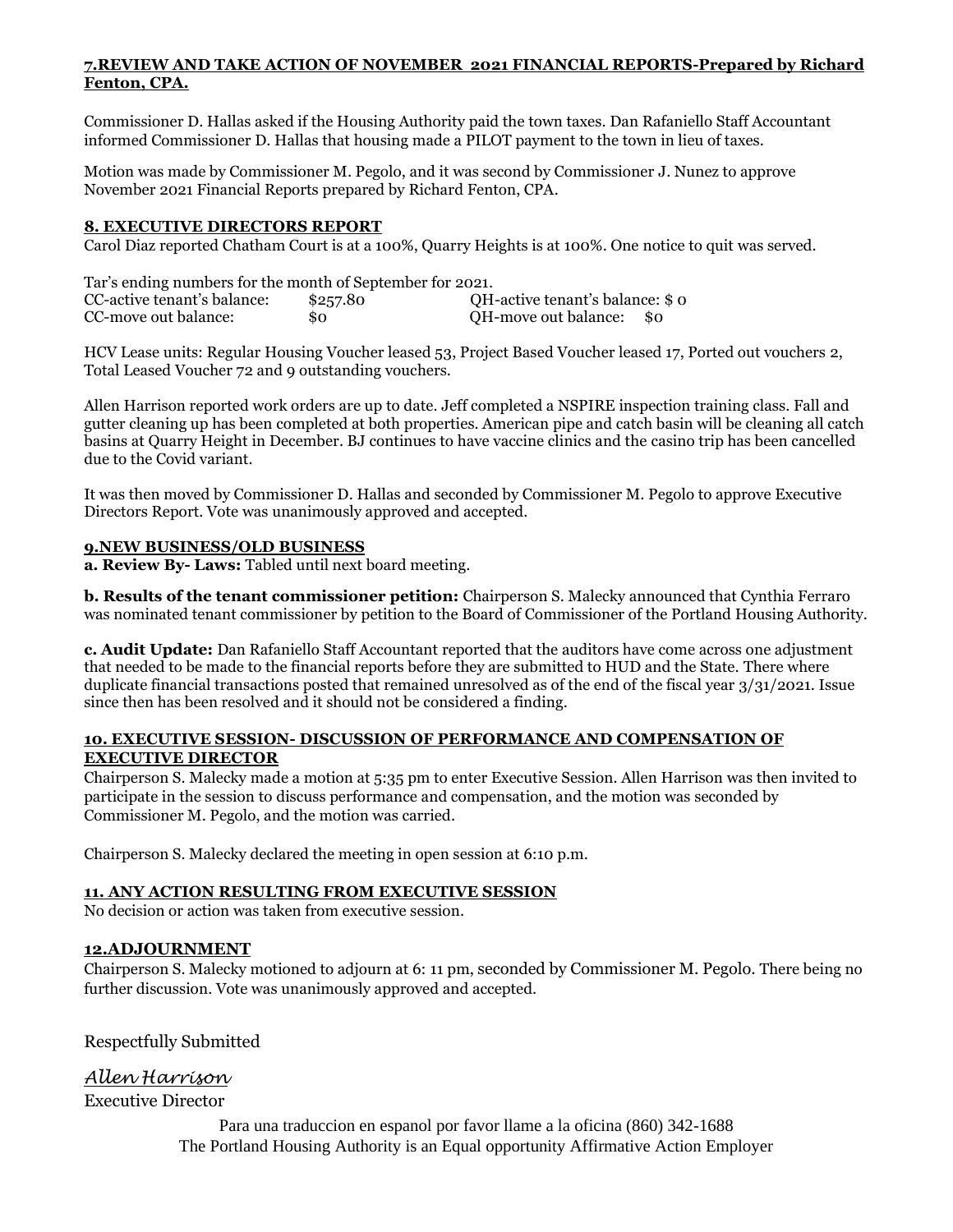**7.REVIEW AND TAKE ACTION OF NOVEMBER 2021 FINANCIAL REPORTS-Prepared by Richard Fenton, CPA.**

Commissioner D. Hallas asked if the Housing Authority paid the town taxes. Dan Rafaniello Staff Accountant informed Commissioner D. Hallas that housing made a PILOT payment to the town in lieu of taxes.

Motion was made by Commissioner M. Pegolo, and it was second by Commissioner J. Nunez to approve November 2021 Financial Reports prepared by Richard Fenton, CPA.

**8. EXECUTIVE DIRECTORS REPORT**

Carol Diaz reported Chatham Court is at a 100%, Quarry Heights is at 100%. One notice to quit was served.

Tar's ending numbers for the month of September for 2021.

| | | | |
|---|---|---|---|
| CC-active tenant's balance: | $257.80 | QH-active tenant's balance: | $ 0 |
| CC-move out balance: | $0 | QH-move out balance: | $0 |

HCV Lease units: Regular Housing Voucher leased 53, Project Based Voucher leased 17, Ported out vouchers 2, Total Leased Voucher 72 and 9 outstanding vouchers.

Allen Harrison reported work orders are up to date. Jeff completed a NSPIRE inspection training class. Fall and gutter cleaning up has been completed at both properties. American pipe and catch basin will be cleaning all catch basins at Quarry Height in December. BJ continues to have vaccine clinics and the casino trip has been cancelled due to the Covid variant.

It was then moved by Commissioner D. Hallas and seconded by Commissioner M. Pegolo to approve Executive Directors Report. Vote was unanimously approved and accepted.

**9.NEW BUSINESS/OLD BUSINESS**

**a. Review By- Laws:** Tabled until next board meeting.

**b. Results of the tenant commissioner petition:** Chairperson S. Malecky announced that Cynthia Ferraro was nominated tenant commissioner by petition to the Board of Commissioner of the Portland Housing Authority.

**c. Audit Update:** Dan Rafaniello Staff Accountant reported that the auditors have come across one adjustment that needed to be made to the financial reports before they are submitted to HUD and the State. There where duplicate financial transactions posted that remained unresolved as of the end of the fiscal year 3/31/2021. Issue since then has been resolved and it should not be considered a finding.

**10. EXECUTIVE SESSION- DISCUSSION OF PERFORMANCE AND COMPENSATION OF EXECUTIVE DIRECTOR**

Chairperson S. Malecky made a motion at 5:35 pm to enter Executive Session. Allen Harrison was then invited to participate in the session to discuss performance and compensation, and the motion was seconded by Commissioner M. Pegolo, and the motion was carried.

Chairperson S. Malecky declared the meeting in open session at 6:10 p.m.

**11. ANY ACTION RESULTING FROM EXECUTIVE SESSION**

No decision or action was taken from executive session.

**12.ADJOURNMENT**

Chairperson S. Malecky motioned to adjourn at 6: 11 pm, seconded by Commissioner M. Pegolo. There being no further discussion. Vote was unanimously approved and accepted.

Respectfully Submitted

*Allen Harrison*

Executive Director

Para una traduccion en espanol por favor llame a la oficina (860) 342-1688
The Portland Housing Authority is an Equal opportunity Affirmative Action Employer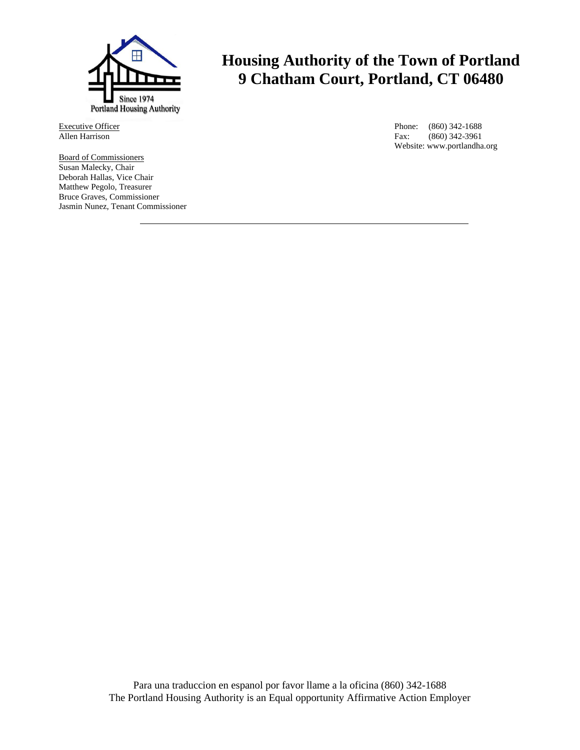# Housing Authority of the Town of Portland
# 9 Chatham Court, Portland, CT 06480

Since 1974
Portland Housing Authority

Executive Officer
Allen Harrison

Board of Commissioners
Susan Malecky, Chair
Deborah Hallas, Vice Chair
Matthew Pegolo, Treasurer
Bruce Graves, Commissioner
Jasmin Nunez, Tenant Commissioner

Phone: (860) 342-1688
Fax: (860) 342-3961
Website: www.portlandha.org

---

Para una traduccion en espanol por favor llame a la oficina (860) 342-1688
The Portland Housing Authority is an Equal opportunity Affirmative Action Employer